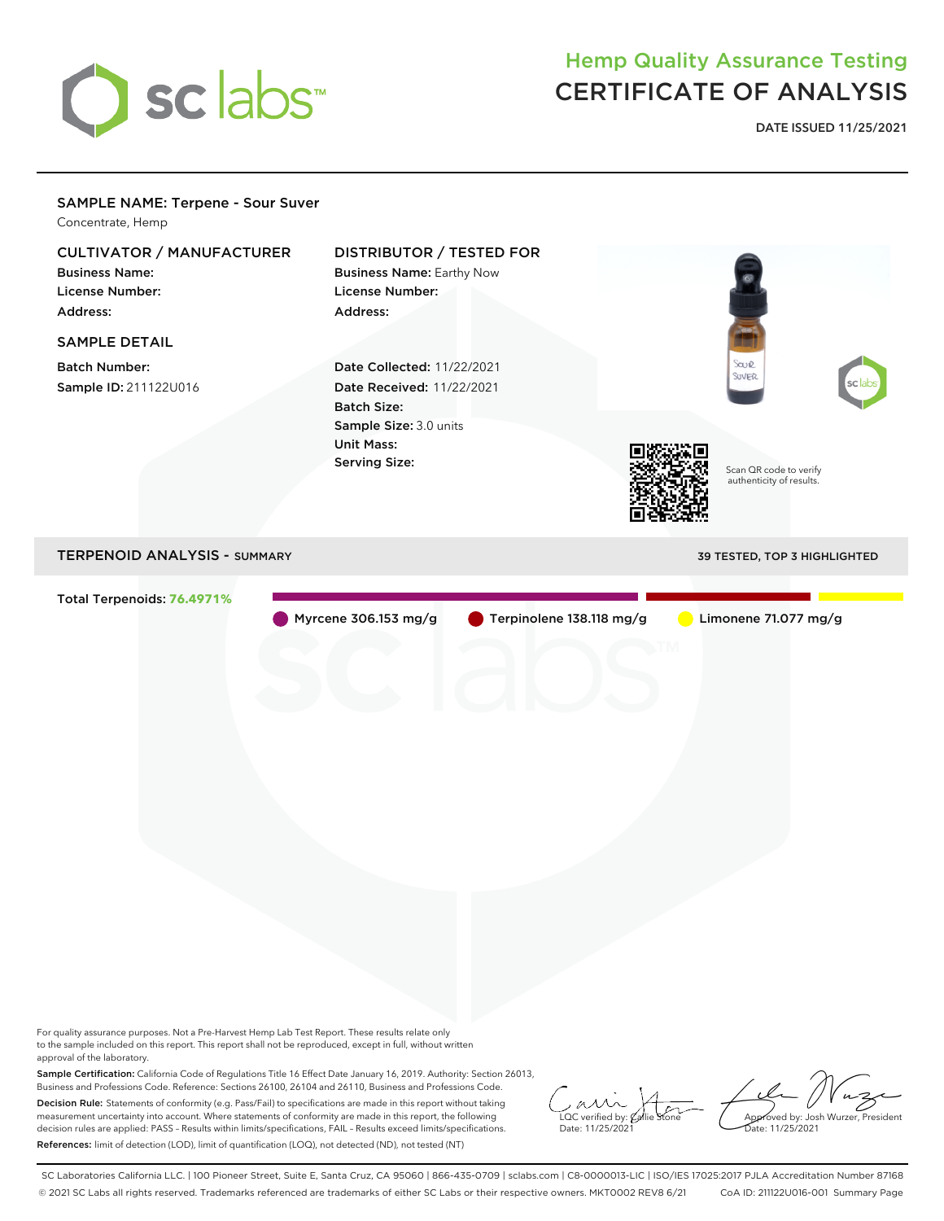# Hemp Quality Assurance Testing
# CERTIFICATE OF ANALYSIS

**DATE ISSUED 11/25/2021**

## SAMPLE NAME: Terpene - Sour Suver

Concentrate, Hemp

### CULTIVATOR / MANUFACTURER

**Business Name:**
**License Number:**
**Address:**

### DISTRIBUTOR / TESTED FOR

**Business Name:** Earthy Now
**License Number:**
**Address:**

### SAMPLE DETAIL

**Batch Number:**
**Sample ID:** 211122U016

**Date Collected:** 11/22/2021
**Date Received:** 11/22/2021
**Batch Size:**
**Sample Size:** 3.0 units
**Unit Mass:**
**Serving Size:**

Scan QR code to verify authenticity of results.

## TERPENOID ANALYSIS - SUMMARY

39 TESTED, TOP 3 HIGHLIGHTED

Total Terpenoids: **76.4971%**

- Myrcene 306.153 mg/g
- Terpinolene 138.118 mg/g
- Limonene 71.077 mg/g

For quality assurance purposes. Not a Pre-Harvest Hemp Lab Test Report. These results relate only to the sample included on this report. This report shall not be reproduced, except in full, without written approval of the laboratory.

**Sample Certification:** California Code of Regulations Title 16 Effect Date January 16, 2019. Authority: Section 26013, Business and Professions Code. Reference: Sections 26100, 26104 and 26110, Business and Professions Code.

**Decision Rule:** Statements of conformity (e.g. Pass/Fail) to specifications are made in this report without taking measurement uncertainty into account. Where statements of conformity are made in this report, the following decision rules are applied: PASS - Results within limits/specifications, FAIL - Results exceed limits/specifications.

**References:** limit of detection (LOD), limit of quantification (LOQ), not detected (ND), not tested (NT)

LQC verified by: Callie Stone
Date: 11/25/2021

Approved by: Josh Wurzer, President
Date: 11/25/2021

SC Laboratories California LLC. | 100 Pioneer Street, Suite E, Santa Cruz, CA 95060 | 866-435-0709 | sclabs.com | C8-0000013-LIC | ISO/IES 17025:2017 PJLA Accreditation Number 87168
© 2021 SC Labs all rights reserved. Trademarks referenced are trademarks of either SC Labs or their respective owners. MKT0002 REV8 6/21 CoA ID: 211122U016-001 Summary Page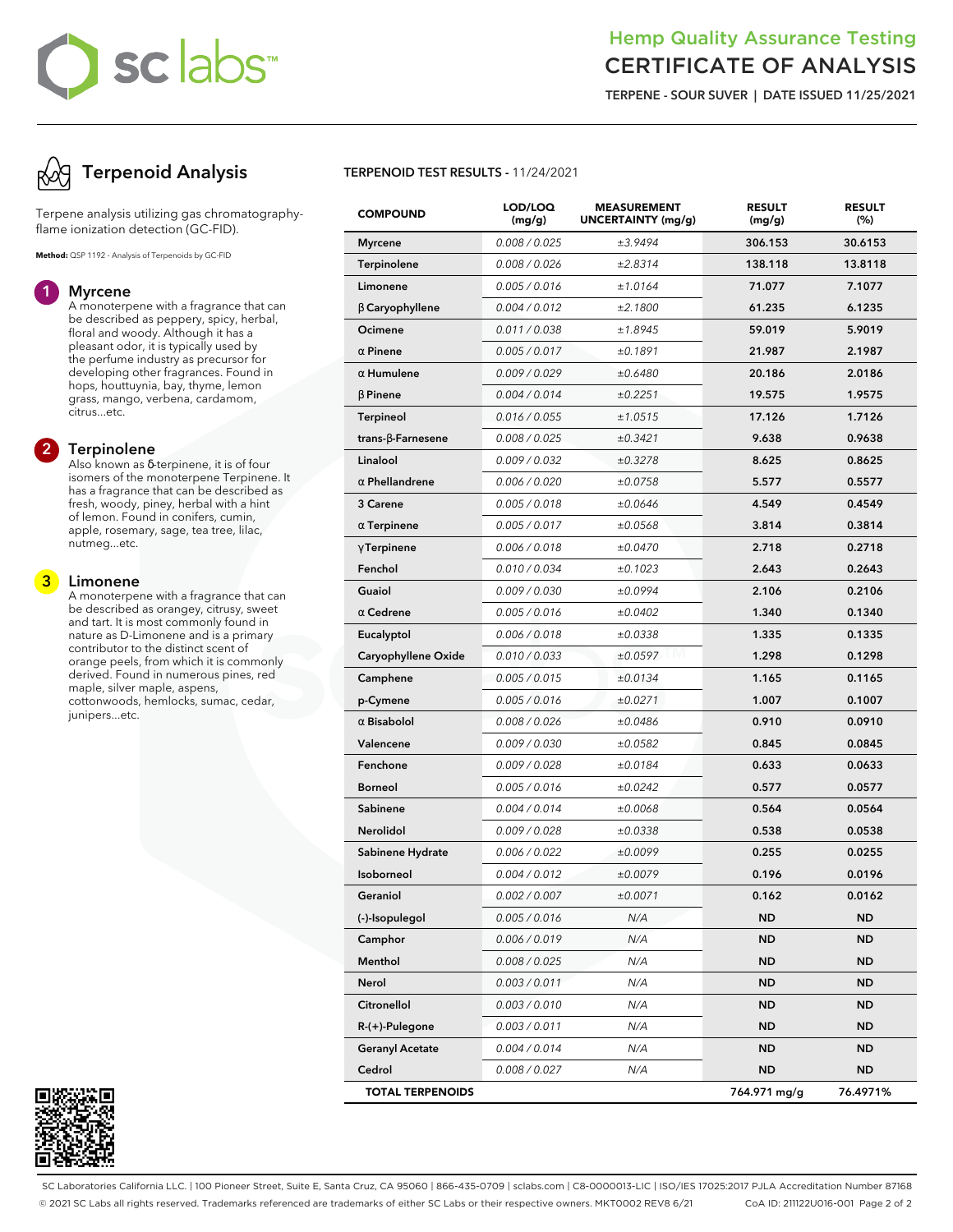# Hemp Quality Assurance Testing
# CERTIFICATE OF ANALYSIS

**TERPENE - SOUR SUVER | DATE ISSUED 11/25/2021**

## Terpenoid Analysis

Terpene analysis utilizing gas chromatography-flame ionization detection (GC-FID).

**Method:** QSP 1192 - Analysis of Terpenoids by GC-FID

### 1 Myrcene

A monoterpene with a fragrance that can be described as peppery, spicy, herbal, floral and woody. Although it has a pleasant odor, it is typically used by the perfume industry as precursor for developing other fragrances. Found in hops, houttuynia, bay, thyme, lemon grass, mango, verbena, cardamom, citrus...etc.

### 2 Terpinolene

Also known as δ-terpinene, it is of four isomers of the monoterpene Terpinene. It has a fragrance that can be described as fresh, woody, piney, herbal with a hint of lemon. Found in conifers, cumin, apple, rosemary, sage, tea tree, lilac, nutmeg...etc.

### 3 Limonene

A monoterpene with a fragrance that can be described as orangey, citrusy, sweet and tart. It is most commonly found in nature as D-Limonene and is a primary contributor to the distinct scent of orange peels, from which it is commonly derived. Found in numerous pines, red maple, silver maple, aspens, cottonwoods, hemlocks, sumac, cedar, junipers...etc.

**TERPENOID TEST RESULTS** - 11/24/2021

| COMPOUND | LOD/LOQ (mg/g) | MEASUREMENT UNCERTAINTY (mg/g) | RESULT (mg/g) | RESULT (%) |
|---|---|---|---|---|
| Myrcene | 0.008 / 0.025 | ±3.9494 | 306.153 | 30.6153 |
| Terpinolene | 0.008 / 0.026 | ±2.8314 | 138.118 | 13.8118 |
| Limonene | 0.005 / 0.016 | ±1.0164 | 71.077 | 7.1077 |
| β Caryophyllene | 0.004 / 0.012 | ±2.1800 | 61.235 | 6.1235 |
| Ocimene | 0.011 / 0.038 | ±1.8945 | 59.019 | 5.9019 |
| α Pinene | 0.005 / 0.017 | ±0.1891 | 21.987 | 2.1987 |
| α Humulene | 0.009 / 0.029 | ±0.6480 | 20.186 | 2.0186 |
| β Pinene | 0.004 / 0.014 | ±0.2251 | 19.575 | 1.9575 |
| Terpineol | 0.016 / 0.055 | ±1.0515 | 17.126 | 1.7126 |
| trans-β-Farnesene | 0.008 / 0.025 | ±0.3421 | 9.638 | 0.9638 |
| Linalool | 0.009 / 0.032 | ±0.3278 | 8.625 | 0.8625 |
| α Phellandrene | 0.006 / 0.020 | ±0.0758 | 5.577 | 0.5577 |
| 3 Carene | 0.005 / 0.018 | ±0.0646 | 4.549 | 0.4549 |
| α Terpinene | 0.005 / 0.017 | ±0.0568 | 3.814 | 0.3814 |
| γTerpinene | 0.006 / 0.018 | ±0.0470 | 2.718 | 0.2718 |
| Fenchol | 0.010 / 0.034 | ±0.1023 | 2.643 | 0.2643 |
| Guaiol | 0.009 / 0.030 | ±0.0994 | 2.106 | 0.2106 |
| α Cedrene | 0.005 / 0.016 | ±0.0402 | 1.340 | 0.1340 |
| Eucalyptol | 0.006 / 0.018 | ±0.0338 | 1.335 | 0.1335 |
| Caryophyllene Oxide | 0.010 / 0.033 | ±0.0597 | 1.298 | 0.1298 |
| Camphene | 0.005 / 0.015 | ±0.0134 | 1.165 | 0.1165 |
| p-Cymene | 0.005 / 0.016 | ±0.0271 | 1.007 | 0.1007 |
| α Bisabolol | 0.008 / 0.026 | ±0.0486 | 0.910 | 0.0910 |
| Valencene | 0.009 / 0.030 | ±0.0582 | 0.845 | 0.0845 |
| Fenchone | 0.009 / 0.028 | ±0.0184 | 0.633 | 0.0633 |
| Borneol | 0.005 / 0.016 | ±0.0242 | 0.577 | 0.0577 |
| Sabinene | 0.004 / 0.014 | ±0.0068 | 0.564 | 0.0564 |
| Nerolidol | 0.009 / 0.028 | ±0.0338 | 0.538 | 0.0538 |
| Sabinene Hydrate | 0.006 / 0.022 | ±0.0099 | 0.255 | 0.0255 |
| Isoborneol | 0.004 / 0.012 | ±0.0079 | 0.196 | 0.0196 |
| Geraniol | 0.002 / 0.007 | ±0.0071 | 0.162 | 0.0162 |
| (-)-Isopulegol | 0.005 / 0.016 | N/A | ND | ND |
| Camphor | 0.006 / 0.019 | N/A | ND | ND |
| Menthol | 0.008 / 0.025 | N/A | ND | ND |
| Nerol | 0.003 / 0.011 | N/A | ND | ND |
| Citronellol | 0.003 / 0.010 | N/A | ND | ND |
| R-(+)-Pulegone | 0.003 / 0.011 | N/A | ND | ND |
| Geranyl Acetate | 0.004 / 0.014 | N/A | ND | ND |
| Cedrol | 0.008 / 0.027 | N/A | ND | ND |
| **TOTAL TERPENOIDS** | | | 764.971 mg/g | 76.4971% |

SC Laboratories California LLC. | 100 Pioneer Street, Suite E, Santa Cruz, CA 95060 | 866-435-0709 | sclabs.com | C8-0000013-LIC | ISO/IES 17025:2017 PJLA Accreditation Number 87168

© 2021 SC Labs all rights reserved. Trademarks referenced are trademarks of either SC Labs or their respective owners. MKT0002 REV8 6/21 CoA ID: 211122U016-001